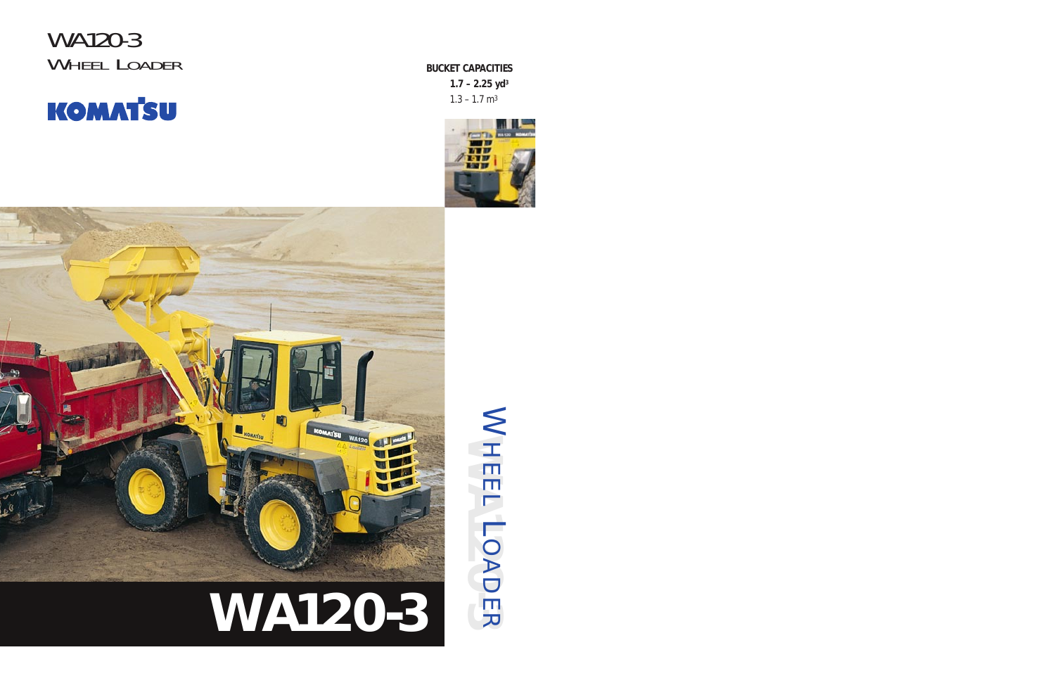# WA120-3

## WHEEL LOADER

KOMATSU

**BUCKET CAPACITIES**

**1.7 – 2.25 $yd^3$**

1.3 – 1.7 $m^3$

WHEEL LOADER

WA120-3

# WA120-3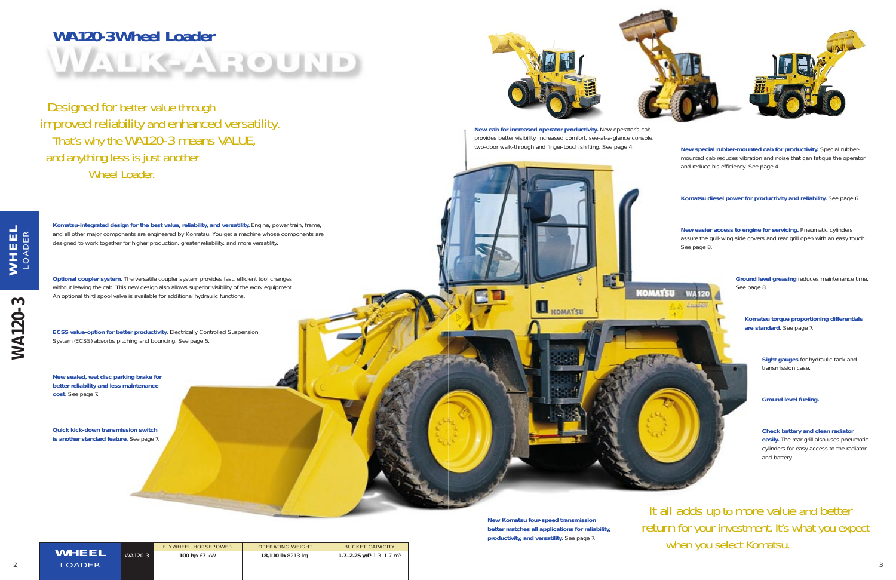# WA120-3 Wheel Loader

## WALK-AROUND

Designed for better value through improved reliability and enhanced versatility. That's why the WA120-3 means VALUE, and anything less is just another Wheel Loader.

**Komatsu-integrated design for the best value, reliability, and versatility.** Engine, power train, frame, and all other major components are engineered by Komatsu. You get a machine whose components are designed to work together for higher production, greater reliability, and more versatility.

**Optional coupler system.** The versatile coupler system provides fast, efficient tool changes without leaving the cab. This new design also allows superior visibility of the work equipment. An optional third spool valve is available for additional hydraulic functions.

**ECSS value-option for better productivity.** Electrically Controlled Suspension System (ECSS) absorbs pitching and bouncing. See page 5.

**New sealed, wet disc parking brake for better reliability and less maintenance cost.** See page 7.

**Quick kick-down transmission switch is another standard feature.** See page 7.

**New cab for increased operator productivity.** New operator's cab provides better visibility, increased comfort, see-at-a-glance console, two-door walk-through and finger-touch shifting. See page 4.

**New special rubber-mounted cab for productivity.** Special rubber-mounted cab reduces vibration and noise that can fatigue the operator and reduce his efficiency. See page 4.

**Komatsu diesel power for productivity and reliability.** See page 6.

**New easier access to engine for servicing.** Pneumatic cylinders assure the gull-wing side covers and rear grill open with an easy touch. See page 8.

**Ground level greasing** reduces maintenance time. See page 8.

**Komatsu torque proportioning differentials are standard.** See page 7.

**Sight gauges** for hydraulic tank and transmission case.

**Ground level fueling.**

**Check battery and clean radiator easily.** The rear grill also uses pneumatic cylinders for easy access to the radiator and battery.

**New Komatsu four-speed transmission better matches all applications for reliability, productivity, and versatility.** See page 7.

It all adds up to more value and better return for your investment. It's what you expect when you select Komatsu.

| WHEEL LOADER | | FLYWHEEL HORSEPOWER | OPERATING WEIGHT | BUCKET CAPACITY |
|---|---|---|---|---|
| | WA120-3 | **100 hp** 67 kW | **18,110 lb** 8213 kg | **1.7–2.25 yd³** 1.3–1.7 m³ |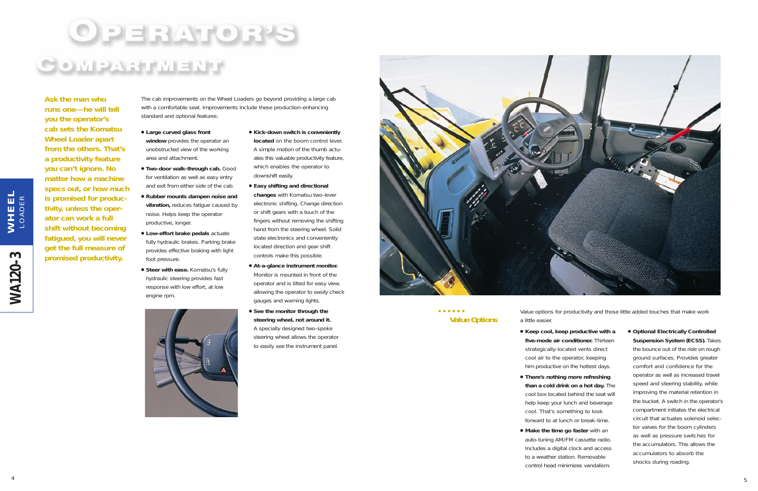# Operator's Compartment

**Ask the man who runs one—he will tell you the operator's cab sets the Komatsu Wheel Loader apart from the others. That's a productivity feature you can't ignore. No matter how a machine specs out, or how much is promised for productivity, unless the operator can work a full shift without becoming fatigued, you will never get the full measure of promised productivity.**

The cab improvements on the Wheel Loaders go beyond providing a large cab with a comfortable seat. Improvements include these production-enhancing standard and optional features:

- **Large curved glass front window** provides the operator an unobstructed view of the working area and attachment.
- **Two-door walk-through cab.** Good for ventilation as well as easy entry and exit from either side of the cab.
- **Rubber mounts dampen noise and vibration,** reduces fatigue caused by noise. Helps keep the operator productive, longer.
- **Low-effort brake pedals** actuate fully hydraulic brakes. Parking brake provides effective braking with light foot pressure.
- **Steer with ease.** Komatsu's fully hydraulic steering provides fast response with low effort, at low engine rpm.
- **Kick-down switch is conveniently located** on the boom control lever. A simple motion of the thumb actuates this valuable productivity feature, which enables the operator to downshift easily.
- **Easy shifting and directional changes** with Komatsu two-lever electronic shifting. Change direction or shift gears with a touch of the fingers without removing the shifting hand from the steering wheel. Solid state electronics and conveniently located direction and gear shift controls make this possible.
- **At-a-glance instrument monitor.** Monitor is mounted in front of the operator and is tilted for easy view, allowing the operator to easily check gauges and warning lights.
- **See the monitor through the steering wheel, not around it.** A specially designed two-spoke steering wheel allows the operator to easily see the instrument panel.

## Value Options

Value options for productivity and those little added touches that make work a little easier.

- **Keep cool, keep productive with a five-mode air conditioner.** Thirteen strategically-located vents direct cool air to the operator, keeping him productive on the hottest days.
- **There's nothing more refreshing than a cold drink on a hot day.** The cool box located behind the seat will help keep your lunch and beverage cool. That's something to look forward to at lunch or break-time.
- **Make the time go faster** with an auto-tuning AM/FM cassette radio. Includes a digital clock and access to a weather station. Removable control head minimizes vandalism.
- **Optional Electrically Controlled Suspension System (ECSS).** Takes the bounce out of the ride on rough ground surfaces. Provides greater comfort and confidence for the operator as well as increased travel speed and steering stability, while improving the material retention in the bucket. A switch in the operator's compartment initiates the electrical circuit that actuates solenoid selector valves for the boom cylinders as well as pressure switches for the accumulators. This allows the accumulators to absorb the shocks during roading.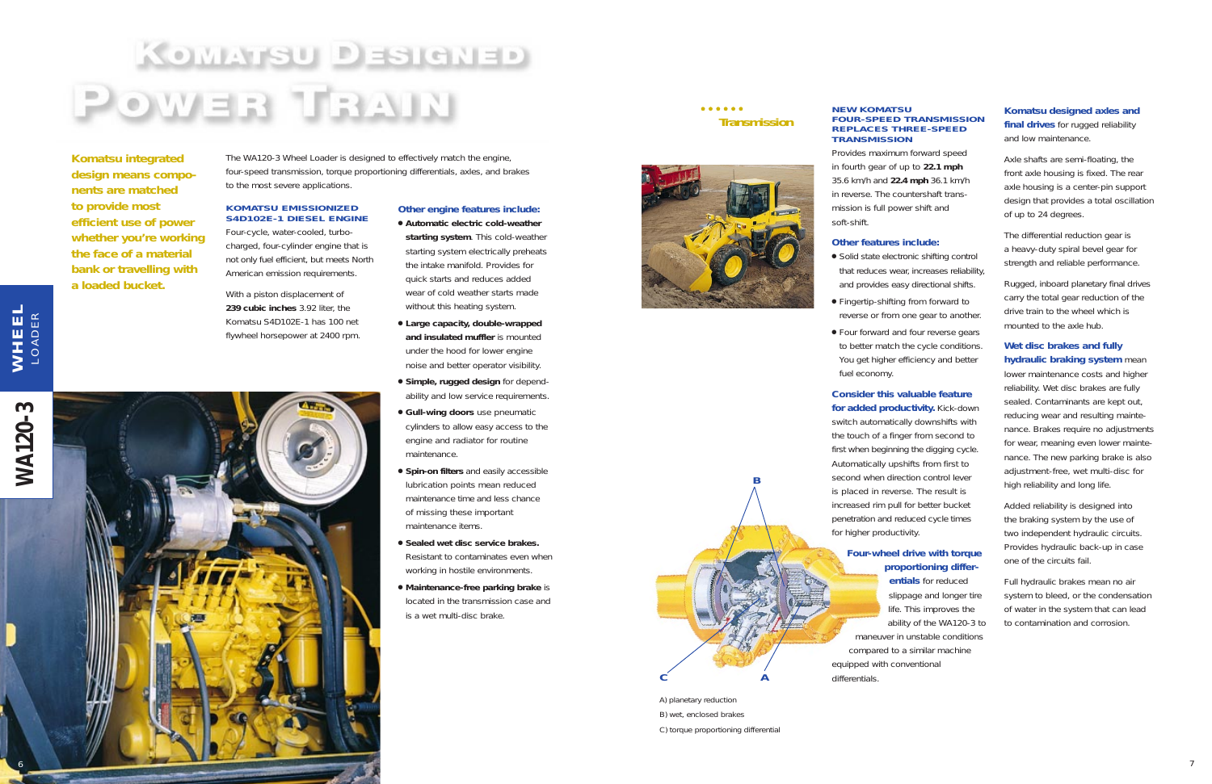# Komatsu Designed Power Train

**Komatsu integrated design means components are matched to provide most efficient use of power whether you're working the face of a material bank or travelling with a loaded bucket.**

The WA120-3 Wheel Loader is designed to effectively match the engine, four-speed transmission, torque proportioning differentials, axles, and brakes to the most severe applications.

### KOMATSU EMISSIONIZED S4D102E-1 DIESEL ENGINE

Four-cycle, water-cooled, turbo-charged, four-cylinder engine that is not only fuel efficient, but meets North American emission requirements.

With a piston displacement of **239 cubic inches** 3.92 liter, the Komatsu S4D102E-1 has 100 net flywheel horsepower at 2400 rpm.

### Other engine features include:

- **Automatic electric cold-weather starting system**. This cold-weather starting system electrically preheats the intake manifold. Provides for quick starts and reduces added wear of cold weather starts made without this heating system.
- **Large capacity, double-wrapped and insulated muffler** is mounted under the hood for lower engine noise and better operator visibility.
- **Simple, rugged design** for dependability and low service requirements.
- **Gull-wing doors** use pneumatic cylinders to allow easy access to the engine and radiator for routine maintenance.
- **Spin-on filters** and easily accessible lubrication points mean reduced maintenance time and less chance of missing these important maintenance items.
- **Sealed wet disc service brakes.** Resistant to contaminates even when working in hostile environments.
- **Maintenance-free parking brake** is located in the transmission case and is a wet multi-disc brake.

## Transmission

### NEW KOMATSU FOUR-SPEED TRANSMISSION REPLACES THREE-SPEED TRANSMISSION

Provides maximum forward speed in fourth gear of up to **22.1 mph** 35.6 km/h and **22.4 mph** 36.1 km/h in reverse. The countershaft transmission is full power shift and soft-shift.

### Other features include:

- Solid state electronic shifting control that reduces wear, increases reliability, and provides easy directional shifts.
- Fingertip-shifting from forward to reverse or from one gear to another.
- Four forward and four reverse gears to better match the cycle conditions. You get higher efficiency and better fuel economy.

**Consider this valuable feature for added productivity.** Kick-down switch automatically downshifts with the touch of a finger from second to first when beginning the digging cycle. Automatically upshifts from first to second when direction control lever is placed in reverse. The result is increased rim pull for better bucket penetration and reduced cycle times for higher productivity.

**Four-wheel drive with torque proportioning differentials** for reduced slippage and longer tire life. This improves the ability of the WA120-3 to maneuver in unstable conditions compared to a similar machine equipped with conventional differentials.

A) planetary reduction
B) wet, enclosed brakes
C) torque proportioning differential

**Komatsu designed axles and final drives** for rugged reliability and low maintenance.

Axle shafts are semi-floating, the front axle housing is fixed. The rear axle housing is a center-pin support design that provides a total oscillation of up to 24 degrees.

The differential reduction gear is a heavy-duty spiral bevel gear for strength and reliable performance.

Rugged, inboard planetary final drives carry the total gear reduction of the drive train to the wheel which is mounted to the axle hub.

**Wet disc brakes and fully hydraulic braking system** mean lower maintenance costs and higher reliability. Wet disc brakes are fully sealed. Contaminants are kept out, reducing wear and resulting maintenance. Brakes require no adjustments for wear, meaning even lower maintenance. The new parking brake is also adjustment-free, wet multi-disc for high reliability and long life.

Added reliability is designed into the braking system by the use of two independent hydraulic circuits. Provides hydraulic back-up in case one of the circuits fail.

Full hydraulic brakes mean no air system to bleed, or the condensation of water in the system that can lead to contamination and corrosion.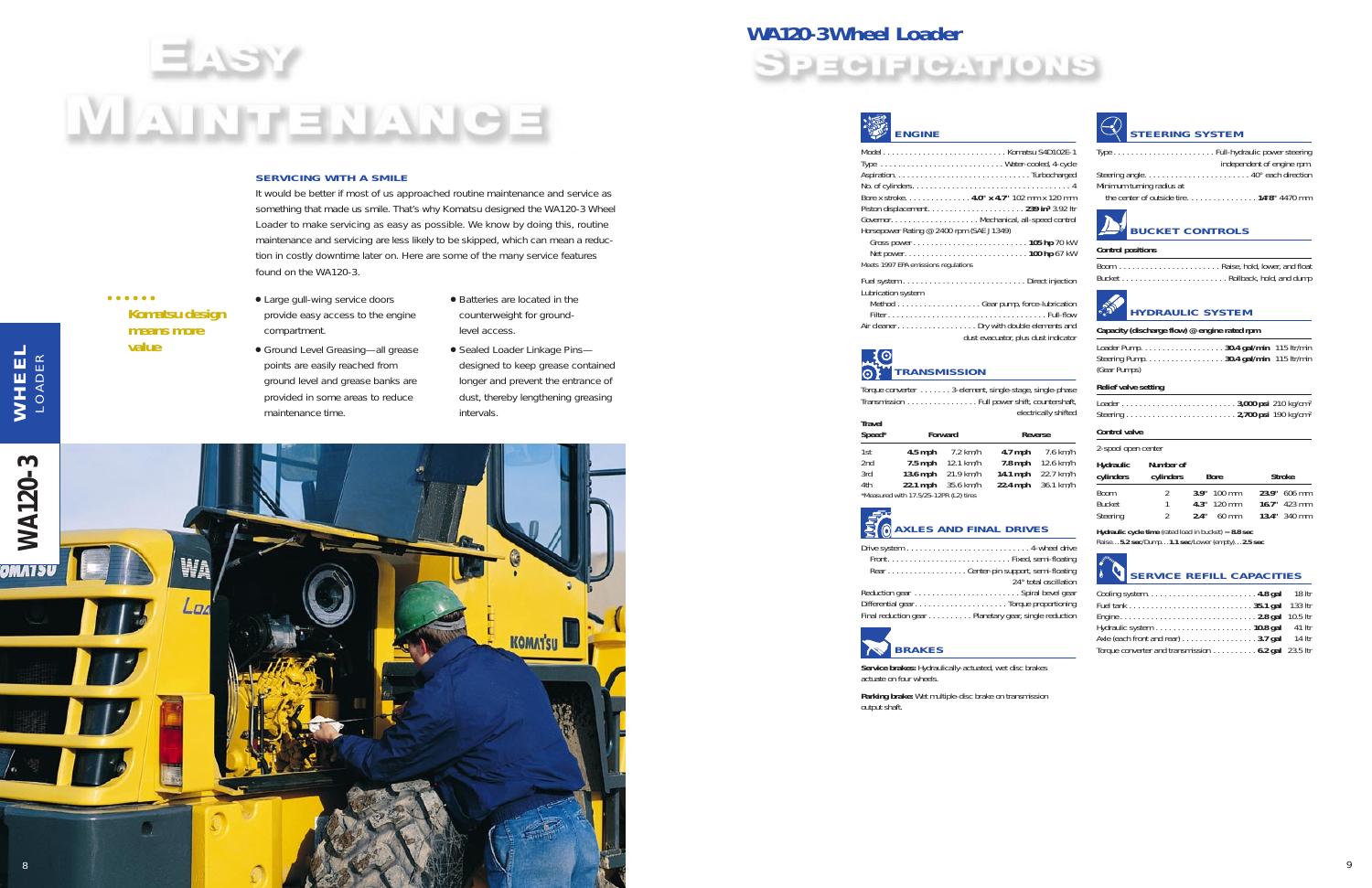# Easy Maintenance

## SERVICING WITH A SMILE

It would be better if most of us approached routine maintenance and service as something that made us smile. That's why Komatsu designed the WA120-3 Wheel Loader to make servicing as easy as possible. We know by doing this, routine maintenance and servicing are less likely to be skipped, which can mean a reduction in costly downtime later on. Here are some of the many service features found on the WA120-3.

**Komatsu design means more value**

- Large gull-wing service doors provide easy access to the engine compartment.
- Ground Level Greasing—all grease points are easily reached from ground level and grease banks are provided in some areas to reduce maintenance time.
- Batteries are located in the counterweight for ground-level access.
- Sealed Loader Linkage Pins—designed to keep grease contained longer and prevent the entrance of dust, thereby lengthening greasing intervals.

# WA120-3 Wheel Loader

# Specifications

## ENGINE

Model . . . . . Komatsu S4D102E-1
Type . . . . . Water-cooled, 4-cycle
Aspiration. . . . . Turbocharged
No. of cylinders. . . . . 4
Bore x stroke. . . . . **4.0" x 4.7"** 102 mm x 120 mm
Piston displacement. . . . . **239 in³** 3.92 ltr
Governor. . . . . Mechanical, all-speed control
Horsepower Rating @ 2400 rpm (SAE J1349)
Gross power . . . . . **105 hp** 70 kW
Net power. . . . . **100 hp** 67 kW
Meets 1997 EPA emissions regulations

Fuel system. . . . . Direct injection
Lubrication system
Method . . . . . Gear pump, force-lubrication
Filter. . . . . Full-flow
Air cleaner. . . . . Dry with double elements and dust evacuator, plus dust indicator

## TRANSMISSION

Torque converter . . . . . 3-element, single-stage, single-phase
Transmission . . . . . Full power shift, countershaft, electrically shifted

| Travel Speed* | Forward | | Reverse | |
|---|---|---|---|---|
| 1st | **4.5 mph** | 7.2 km/h | **4.7 mph** | 7.6 km/h |
| 2nd | **7.5 mph** | 12.1 km/h | **7.8 mph** | 12.6 km/h |
| 3rd | **13.6 mph** | 21.9 km/h | **14.1 mph** | 22.7 km/h |
| 4th | **22.1 mph** | 35.6 km/h | **22.4 mph** | 36.1 km/h |

*Measured with 17.5/25-12PR (L2) tires

## AXLES AND FINAL DRIVES

Drive system . . . . . 4-wheel drive
Front. . . . . Fixed, semi-floating
Rear . . . . . Center-pin support, semi-floating 24° total oscillation
Reduction gear . . . . . Spiral bevel gear
Differential gear. . . . . Torque proportioning
Final reduction gear . . . . . Planetary gear, single reduction

## BRAKES

**Service brakes:** Hydraulically-actuated, wet disc brakes actuate on four wheels.

**Parking brake:** Wet multiple-disc brake on transmission output shaft.

## STEERING SYSTEM

Type. . . . . Full-hydraulic power steering independent of engine rpm.
Steering angle. . . . . 40° each direction
Minimum turning radius at the center of outside tire. . . . . **14'8"** 4470 mm

## BUCKET CONTROLS

**Control positions**

Boom . . . . . Raise, hold, lower, and float
Bucket . . . . . Rollback, hold, and dump

## HYDRAULIC SYSTEM

**Capacity (discharge flow) @ engine rated rpm**

Loader Pump. . . . . **30.4 gal/min** 115 ltr/min
Steering Pump. . . . . **30.4 gal/min** 115 ltr/min
(Gear Pumps)

**Relief valve setting**

Loader . . . . . **3,000 psi** 210 kg/cm²
Steering . . . . . **2,700 psi** 190 kg/cm²

**Control valve**

2-spool open center

| Hydraulic cylinders | Number of cylinders | Bore | | Stroke | |
|---|---|---|---|---|---|
| Boom | 2 | **3.9"** | 100 mm | **23.9"** | 606 mm |
| Bucket | 1 | **4.3"** | 120 mm | **16.7"** | 423 mm |
| Steering | 2 | **2.4"** | 60 mm | **13.4"** | 340 mm |

**Hydraulic cycle time** (rated load in bucket) = **8.8 sec**
Raise. . .**5.2 sec**/Dump. . .**1.1 sec**/Lower (empty). . .**2.5 sec**

## SERVICE REFILL CAPACITIES

Cooling system. . . . . **4.8 gal** 18 ltr
Fuel tank . . . . . **35.1 gal** 133 ltr
Engine. . . . . **2.8 gal** 10.5 ltr
Hydraulic system . . . . . **10.8 gal** 41 ltr
Axle (each front and rear) . . . . . **3.7 gal** 14 ltr
Torque converter and transmission . . . . . **6.2 gal** 23.5 ltr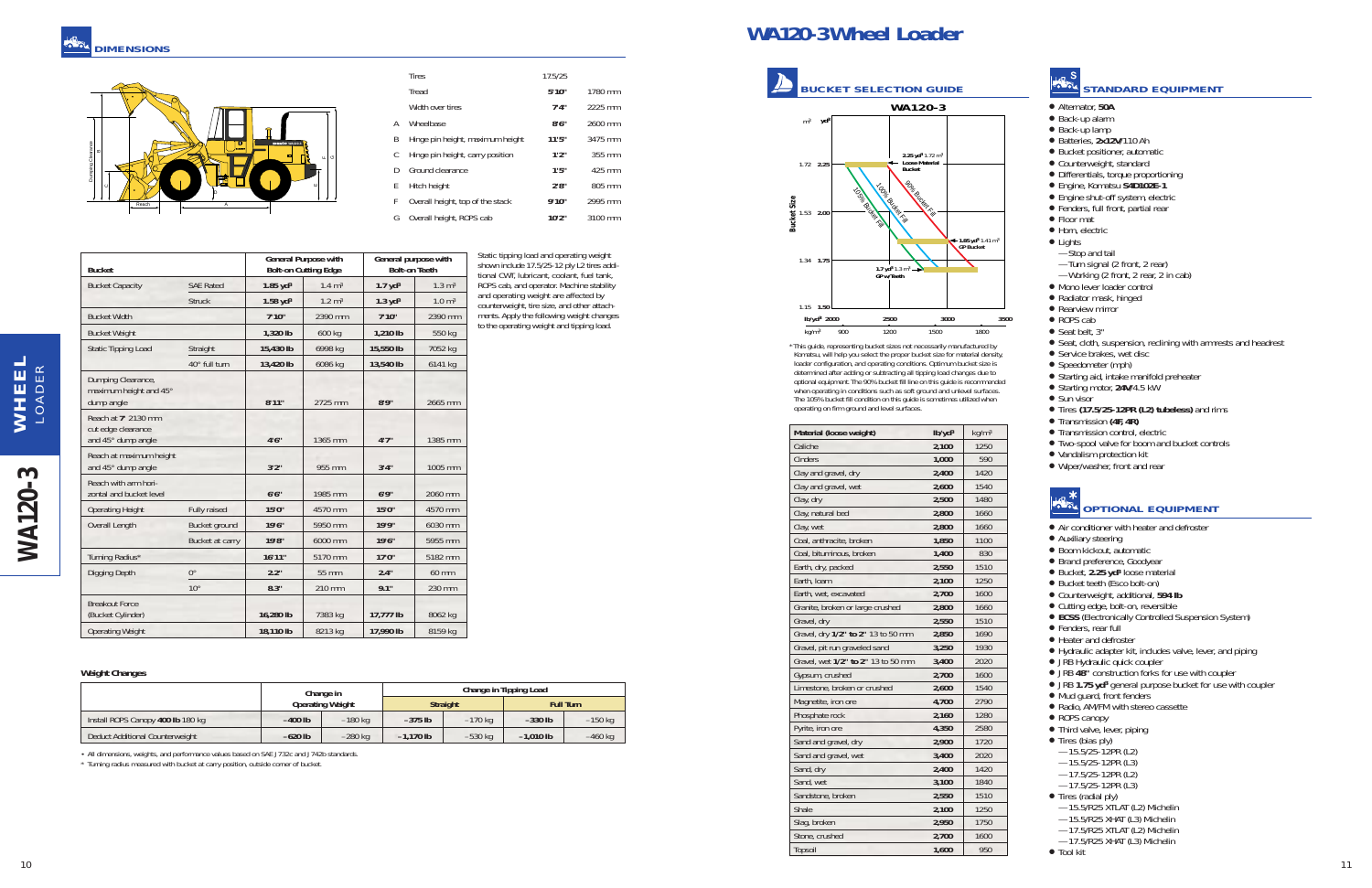# DIMENSIONS

| | | | |
|---|---|---|---|
| | Tires | 17.5/25 | |
| | Tread | 5'10" | 1780 mm |
| | Width over tires | 7'4" | 2225 mm |
| A | Wheelbase | 8'6" | 2600 mm |
| B | Hinge pin height, maximum height | 11'5" | 3475 mm |
| C | Hinge pin height, carry position | 1'2" | 355 mm |
| D | Ground clearance | 1'5" | 425 mm |
| E | Hitch height | 2'8" | 805 mm |
| F | Overall height, top of the stack | 9'10" | 2995 mm |
| G | Overall height, ROPS cab | 10'2" | 3100 mm |

| Bucket | | General Purpose with Bolt-on Cutting Edge | | General purpose with Bolt-on Teeth | |
|---|---|---|---|---|---|
| Bucket Capacity | SAE Rated | 1.85 yd³ | 1.4 m³ | 1.7 yd³ | 1.3 m³ |
| | Struck | 1.58 yd³ | 1.2 m³ | 1.3 yd³ | 1.0 m³ |
| Bucket Width | | 7'10" | 2390 mm | 7'10" | 2390 mm |
| Bucket Weight | | 1,320 lb | 600 kg | 1,210 lb | 550 kg |
| Static Tipping Load | Straight | 15,430 lb | 6998 kg | 15,550 lb | 7052 kg |
| | 40° full turn | 13,420 lb | 6086 kg | 13,540 lb | 6141 kg |
| Dumping Clearance, maximum height and 45° dump angle | | 8'11" | 2725 mm | 8'9" | 2665 mm |
| Reach at 7' 2130 mm cut edge clearance and 45° dump angle | | 4'6" | 1365 mm | 4'7" | 1385 mm |
| Reach at maximum height and 45° dump angle | | 3'2" | 955 mm | 3'4" | 1005 mm |
| Reach with arm horizontal and bucket level | | 6'6" | 1985 mm | 6'9" | 2060 mm |
| Operating Height | Fully raised | 15'0" | 4570 mm | 15'0" | 4570 mm |
| Overall Length | Bucket ground | 19'6" | 5950 mm | 19'9" | 6030 mm |
| | Bucket at carry | 19'8" | 6000 mm | 19'6" | 5955 mm |
| Turning Radius* | | 16'11" | 5170 mm | 17'0" | 5182 mm |
| Digging Depth | 0° | 2.2" | 55 mm | 2.4" | 60 mm |
| | 10° | 8.3" | 210 mm | 9.1" | 230 mm |
| Breakout Force (Bucket Cylinder) | | 16,280 lb | 7383 kg | 17,777 lb | 8062 kg |
| Operating Weight | | 18,110 lb | 8213 kg | 17,990 lb | 8159 kg |

Static tipping load and operating weight shown include 17.5/25-12 ply L2 tires additional CWT, lubricant, coolant, fuel tank, ROPS cab, and operator. Machine stability and operating weight are affected by counterweight, tire size, and other attachments. Apply the following weight changes to the operating weight and tipping load.

### Weight Changes

| | Change in Operating Weight | | Change in Tipping Load Straight | | Change in Tipping Load Full Turn | |
|---|---|---|---|---|---|---|
| Install ROPS Canopy 400 lb 180 kg | –400 lb | –180 kg | –375 lb | –170 kg | –330 lb | –150 kg |
| Deduct Additional Counterweight | –620 lb | –280 kg | –1,170 lb | –530 kg | –1,010 lb | –460 kg |

\* All dimensions, weights, and performance values based on SAE J732c and J742b standards.

\* Turning radius measured with bucket at carry position, outside corner of bucket.

# WA120-3 Wheel Loader

## BUCKET SELECTION GUIDE

WA120-3

Bucket Size (m³ / yd³): 1.72 / 2.25; 1.53 / 2.00; 1.34 / 1.75; 1.15 / 1.50

Material density: lb/yd³ 2000, 2500, 3000, 3500; kg/m³ 900, 1200, 1500, 1800

- 2.25 yd³ 1.72 m³ Loose Material Bucket
- 1.85 yd³ 1.41 m³ GP Bucket
- 1.7 yd³ 1.3 m³ GP w/Teeth
- 105% Bucket Fill, 100% Bucket Fill, 90% Bucket Fill

\* This guide, representing bucket sizes not necessarily manufactured by Komatsu, will help you select the proper bucket size for material density, loader configuration, and operating conditions. Optimum bucket size is determined after adding or subtracting all tipping load changes due to optional equipment. The 90% bucket fill line on this guide is recommended when operating in conditions such as soft ground and uneven surfaces. The 105% bucket fill condition on this guide is sometimes utilized when operating on firm ground and level surfaces.

| Material (loose weight) | lb/yd³ | kg/m³ |
|---|---|---|
| Caliche | 2,100 | 1250 |
| Cinders | 1,000 | 590 |
| Clay and gravel, dry | 2,400 | 1420 |
| Clay and gravel, wet | 2,600 | 1540 |
| Clay, dry | 2,500 | 1480 |
| Clay, natural bed | 2,800 | 1660 |
| Clay, wet | 2,800 | 1660 |
| Coal, anthracite, broken | 1,850 | 1100 |
| Coal, bituminous, broken | 1,400 | 830 |
| Earth, dry, packed | 2,550 | 1510 |
| Earth, loam | 2,100 | 1250 |
| Earth, wet, excavated | 2,700 | 1600 |
| Granite, broken or large crushed | 2,800 | 1660 |
| Gravel, dry | 2,550 | 1510 |
| Gravel, dry 1/2" to 2" 13 to 50 mm | 2,850 | 1690 |
| Gravel, pit run graveled sand | 3,250 | 1930 |
| Gravel, wet 1/2" to 2" 13 to 50 mm | 3,400 | 2020 |
| Gypsum, crushed | 2,700 | 1600 |
| Limestone, broken or crushed | 2,600 | 1540 |
| Magnetite, iron ore | 4,700 | 2790 |
| Phosphate rock | 2,160 | 1280 |
| Pyrite, iron ore | 4,350 | 2580 |
| Sand and gravel, dry | 2,900 | 1720 |
| Sand and gravel, wet | 3,400 | 2020 |
| Sand, dry | 2,400 | 1420 |
| Sand, wet | 3,100 | 1840 |
| Sandstone, broken | 2,550 | 1510 |
| Shale | 2,100 | 1250 |
| Slag, broken | 2,950 | 1750 |
| Stone, crushed | 2,700 | 1600 |
| Topsoil | 1,600 | 950 |

## STANDARD EQUIPMENT

- Alternator, **50A**
- Back-up alarm
- Back-up lamp
- Batteries, **2x12V**/110 Ah
- Bucket positioner, automatic
- Counterweight, standard
- Differentials, torque proportioning
- Engine, Komatsu **S4D102E-1**
- Engine shut-off system, electric
- Fenders, full front, partial rear
- Floor mat
- Horn, electric
- Lights
  - Stop and tail
  - Turn signal (2 front, 2 rear)
  - Working (2 front, 2 rear, 2 in cab)
- Mono lever loader control
- Radiator mask, hinged
- Rearview mirror
- ROPS cab
- Seat belt, 3"
- Seat, cloth, suspension, reclining with armrests and headrest
- Service brakes, wet disc
- Speedometer (mph)
- Starting aid, intake manifold preheater
- Starting motor, **24V**/4.5 kW
- Sun visor
- Tires **(17.5/25-12PR (L2) tubeless)** and rims
- Transmission **(4F, 4R)**
- Transmission control, electric
- Two-spool valve for boom and bucket controls
- Vandalism protection kit
- Wiper/washer, front and rear

## OPTIONAL EQUIPMENT

- Air conditioner with heater and defroster
- Auxiliary steering
- Boom kickout, automatic
- Brand preference, Goodyear
- Bucket, **2.25 yd³** loose material
- Bucket teeth (Esco bolt-on)
- Counterweight, additional, **594 lb**
- Cutting edge, bolt-on, reversible
- **ECSS** (Electronically Controlled Suspension System)
- Fenders, rear full
- Heater and defroster
- Hydraulic adapter kit, includes valve, lever, and piping
- JRB Hydraulic quick coupler
- JRB **48"** construction forks for use with coupler
- JRB **1.75 yd³** general purpose bucket for use with coupler
- Mud guard, front fenders
- Radio, AM/FM with stereo cassette
- ROPS canopy
- Third valve, lever, piping
- Tires (bias ply)
  - 15.5/25-12PR (L2)
  - 15.5/25-12PR (L3)
  - 17.5/25-12PR (L2)
  - 17.5/25-12PR (L3)
- Tires (radial ply)
  - 15.5/R25 XTLAT (L2) Michelin
  - 15.5/R25 XHAT (L3) Michelin
  - 17.5/R25 XTLAT (L2) Michelin
  - 17.5/R25 XHAT (L3) Michelin
- Tool kit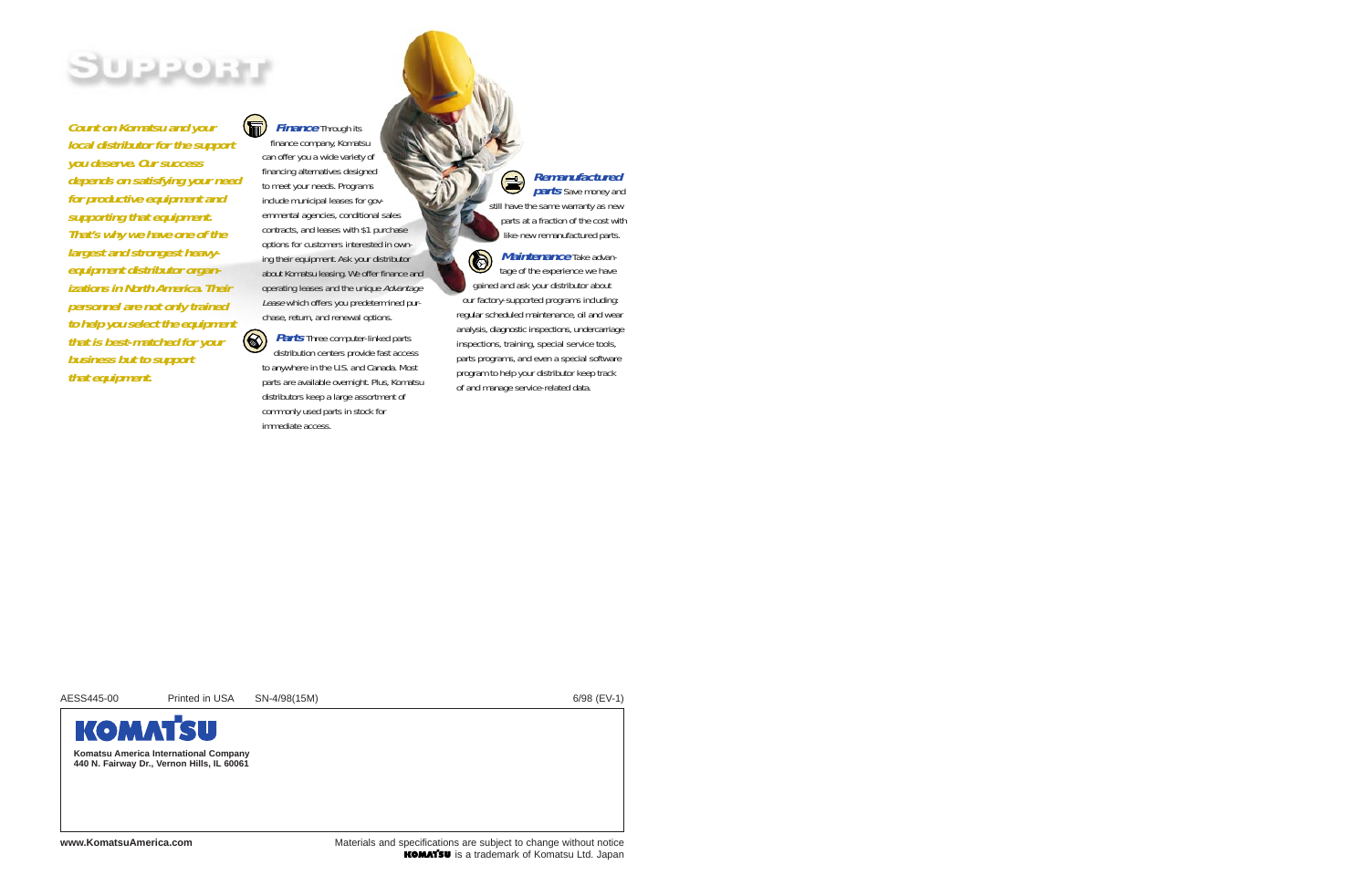# SUPPORT

***Count on Komatsu and your local distributor for the support you deserve. Our success depends on satisfying your need for productive equipment and supporting that equipment. That's why we have one of the largest and strongest heavy-equipment distributor organizations in North America. Their personnel are not only trained to help you select the equipment that is best-matched for your business but to support that equipment.***

***Finance*** Through its finance company, Komatsu can offer you a wide variety of financing alternatives designed to meet your needs. Programs include municipal leases for governmental agencies, conditional sales contracts, and leases with $1 purchase options for customers interested in owning their equipment. Ask your distributor about Komatsu leasing. We offer finance and operating leases and the unique *Advantage Lease* which offers you predetermined purchase, return, and renewal options.

***Parts*** Three computer-linked parts distribution centers provide fast access to anywhere in the U.S. and Canada. Most parts are available overnight. Plus, Komatsu distributors keep a large assortment of commonly used parts in stock for immediate access.

***Remanufactured parts*** Save money and still have the same warranty as new parts at a fraction of the cost with like-new remanufactured parts.

***Maintenance*** Take advantage of the experience we have gained and ask your distributor about our factory-supported programs including: regular scheduled maintenance, oil and wear analysis, diagnostic inspections, undercarriage inspections, training, special service tools, parts programs, and even a special software program to help your distributor keep track of and manage service-related data.

AESS445-00 Printed in USA SN-4/98(15M) 6/98 (EV-1)

KOMATSU

**Komatsu America International Company**
**440 N. Fairway Dr., Vernon Hills, IL 60061**

**www.KomatsuAmerica.com**

Materials and specifications are subject to change without notice
KOMATSU is a trademark of Komatsu Ltd. Japan